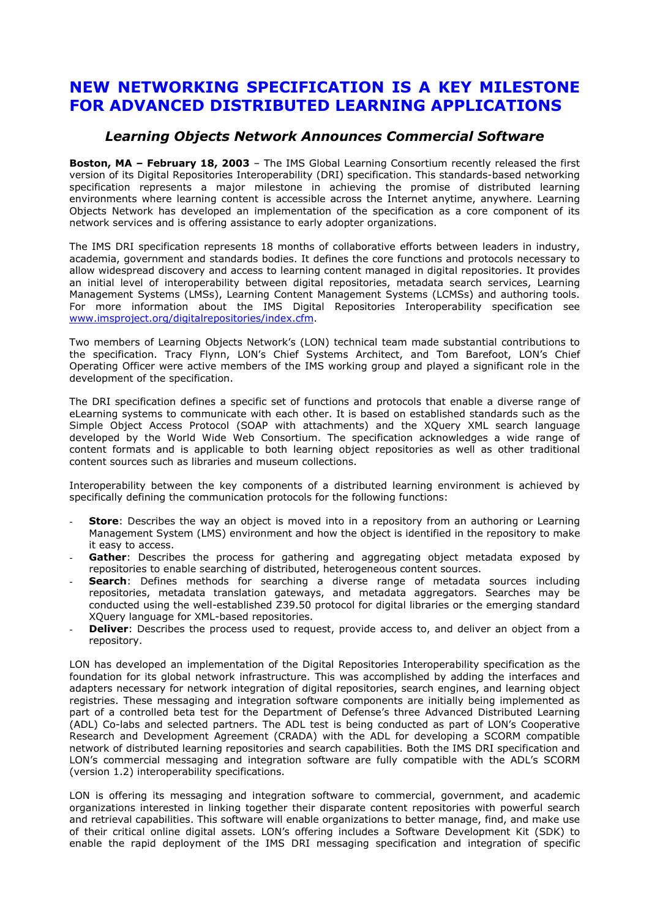# NEW NETWORKING SPECIFICATION IS A KEY MILESTONE FOR ADVANCED DISTRIBUTED LEARNING APPLICATIONS

## *Learning Objects Network Announces Commercial Software*

**Boston, MA – February 18, 2003** – The IMS Global Learning Consortium recently released the first version of its Digital Repositories Interoperability (DRI) specification. This standards-based networking specification represents a major milestone in achieving the promise of distributed learning environments where learning content is accessible across the Internet anytime, anywhere. Learning Objects Network has developed an implementation of the specification as a core component of its network services and is offering assistance to early adopter organizations.

The IMS DRI specification represents 18 months of collaborative efforts between leaders in industry, academia, government and standards bodies. It defines the core functions and protocols necessary to allow widespread discovery and access to learning content managed in digital repositories. It provides an initial level of interoperability between digital repositories, metadata search services, Learning Management Systems (LMSs), Learning Content Management Systems (LCMSs) and authoring tools. For more information about the IMS Digital Repositories Interoperability specification see www.imsproject.org/digitalrepositories/index.cfm.

Two members of Learning Objects Network's (LON) technical team made substantial contributions to the specification. Tracy Flynn, LON's Chief Systems Architect, and Tom Barefoot, LON's Chief Operating Officer were active members of the IMS working group and played a significant role in the development of the specification.

The DRI specification defines a specific set of functions and protocols that enable a diverse range of eLearning systems to communicate with each other. It is based on established standards such as the Simple Object Access Protocol (SOAP with attachments) and the XQuery XML search language developed by the World Wide Web Consortium. The specification acknowledges a wide range of content formats and is applicable to both learning object repositories as well as other traditional content sources such as libraries and museum collections.

Interoperability between the key components of a distributed learning environment is achieved by specifically defining the communication protocols for the following functions:

- **Store**: Describes the way an object is moved into in a repository from an authoring or Learning Management System (LMS) environment and how the object is identified in the repository to make it easy to access.
- **Gather**: Describes the process for gathering and aggregating object metadata exposed by repositories to enable searching of distributed, heterogeneous content sources.
- **Search**: Defines methods for searching a diverse range of metadata sources including repositories, metadata translation gateways, and metadata aggregators. Searches may be conducted using the well-established Z39.50 protocol for digital libraries or the emerging standard XQuery language for XML-based repositories.
- **Deliver**: Describes the process used to request, provide access to, and deliver an object from a repository.

LON has developed an implementation of the Digital Repositories Interoperability specification as the foundation for its global network infrastructure. This was accomplished by adding the interfaces and adapters necessary for network integration of digital repositories, search engines, and learning object registries. These messaging and integration software components are initially being implemented as part of a controlled beta test for the Department of Defense's three Advanced Distributed Learning (ADL) Co-labs and selected partners. The ADL test is being conducted as part of LON's Cooperative Research and Development Agreement (CRADA) with the ADL for developing a SCORM compatible network of distributed learning repositories and search capabilities. Both the IMS DRI specification and LON's commercial messaging and integration software are fully compatible with the ADL's SCORM (version 1.2) interoperability specifications.

LON is offering its messaging and integration software to commercial, government, and academic organizations interested in linking together their disparate content repositories with powerful search and retrieval capabilities. This software will enable organizations to better manage, find, and make use of their critical online digital assets. LON's offering includes a Software Development Kit (SDK) to enable the rapid deployment of the IMS DRI messaging specification and integration of specific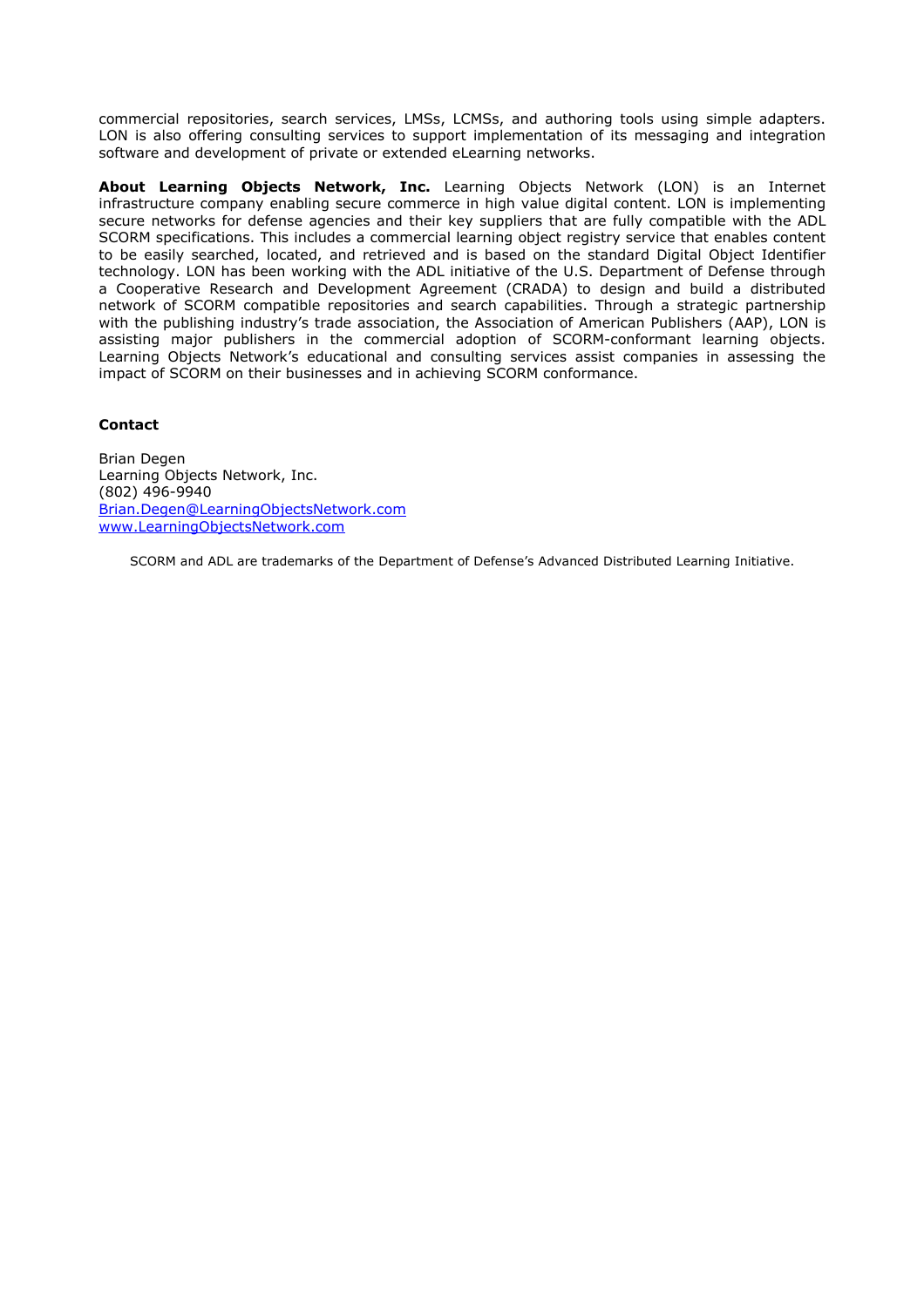commercial repositories, search services, LMSs, LCMSs, and authoring tools using simple adapters. LON is also offering consulting services to support implementation of its messaging and integration software and development of private or extended eLearning networks.

**About Learning Objects Network, Inc.** Learning Objects Network (LON) is an Internet infrastructure company enabling secure commerce in high value digital content. LON is implementing secure networks for defense agencies and their key suppliers that are fully compatible with the ADL SCORM specifications. This includes a commercial learning object registry service that enables content to be easily searched, located, and retrieved and is based on the standard Digital Object Identifier technology. LON has been working with the ADL initiative of the U.S. Department of Defense through a Cooperative Research and Development Agreement (CRADA) to design and build a distributed network of SCORM compatible repositories and search capabilities. Through a strategic partnership with the publishing industry's trade association, the Association of American Publishers (AAP), LON is assisting major publishers in the commercial adoption of SCORM-conformant learning objects. Learning Objects Network's educational and consulting services assist companies in assessing the impact of SCORM on their businesses and in achieving SCORM conformance.

**Contact**

Brian Degen
Learning Objects Network, Inc.
(802) 496-9940
Brian.Degen@LearningObjectsNetwork.com
www.LearningObjectsNetwork.com

SCORM and ADL are trademarks of the Department of Defense's Advanced Distributed Learning Initiative.